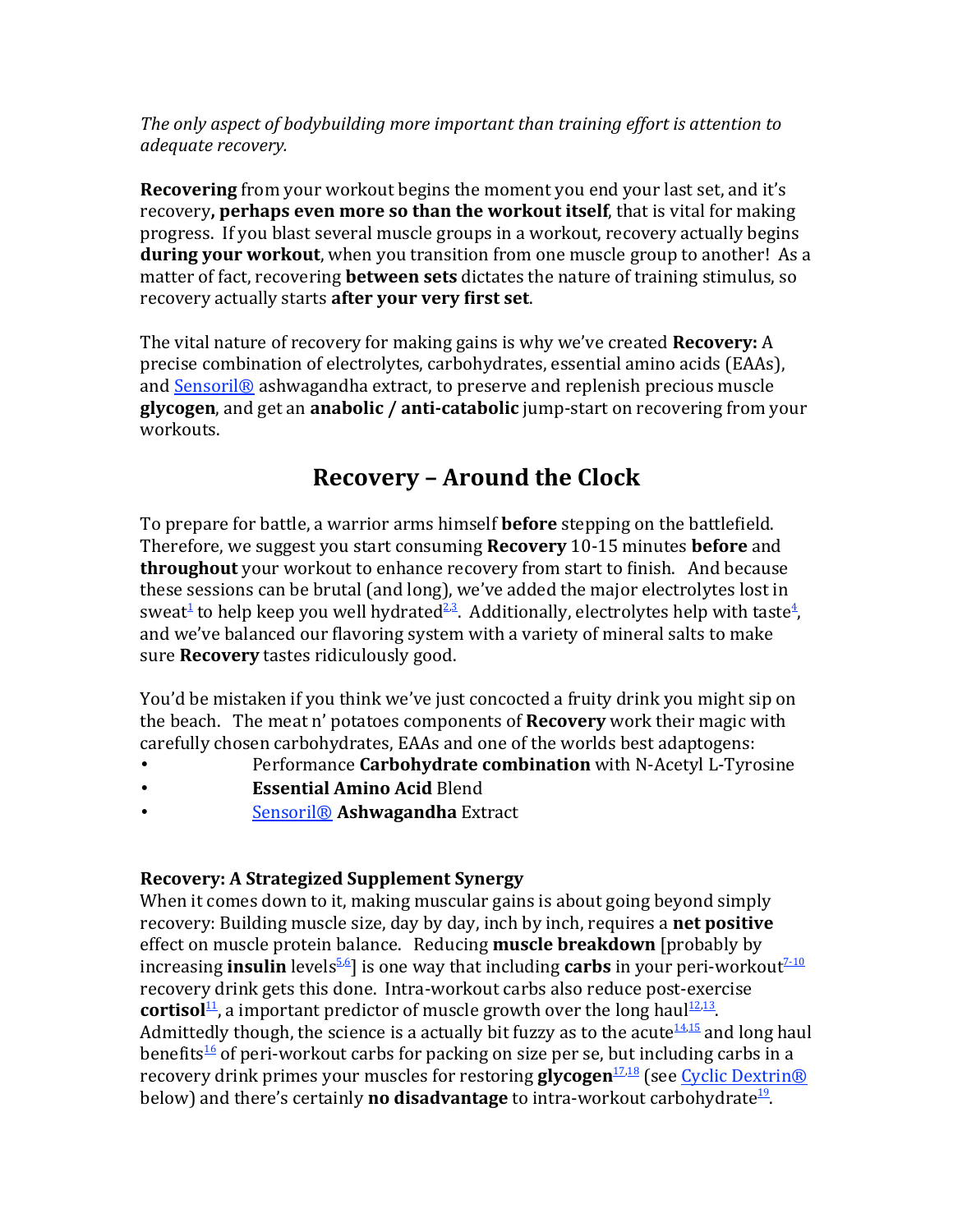*The only aspect of bodybuilding more important than training effort is attention to adequate recovery.*

**Recovering** from your workout begins the moment you end your last set, and it's recovery**, perhaps even more so than the workout itself**, that is vital for making progress. If you blast several muscle groups in a workout, recovery actually begins **during your workout**, when you transition from one muscle group to another! As a matter of fact, recovering **between sets** dictates the nature of training stimulus, so recovery actually starts **after your very first set**.

The vital nature of recovery for making gains is why we've created **Recovery:** A precise combination of electrolytes, carbohydrates, essential amino acids (EAAs), and Sensoril® ashwagandha extract, to preserve and replenish precious muscle **glycogen**, and get an **anabolic / anti-catabolic** jump-start on recovering from your workouts.

## Recovery – Around the Clock

To prepare for battle, a warrior arms himself **before** stepping on the battlefield. Therefore, we suggest you start consuming **Recovery** 10-15 minutes **before** and **throughout** your workout to enhance recovery from start to finish. And because these sessions can be brutal (and long), we've added the major electrolytes lost in sweat[1] to help keep you well hydrated[2,3]. Additionally, electrolytes help with taste[4], and we've balanced our flavoring system with a variety of mineral salts to make sure **Recovery** tastes ridiculously good.

You'd be mistaken if you think we've just concocted a fruity drink you might sip on the beach. The meat n' potatoes components of **Recovery** work their magic with carefully chosen carbohydrates, EAAs and one of the worlds best adaptogens:

- Performance **Carbohydrate combination** with N-Acetyl L-Tyrosine
- **Essential Amino Acid** Blend
- Sensoril® **Ashwagandha** Extract

**Recovery: A Strategized Supplement Synergy**

When it comes down to it, making muscular gains is about going beyond simply recovery: Building muscle size, day by day, inch by inch, requires a **net positive** effect on muscle protein balance. Reducing **muscle breakdown** [probably by increasing **insulin** levels[5,6]] is one way that including **carbs** in your peri-workout[7-10] recovery drink gets this done. Intra-workout carbs also reduce post-exercise **cortisol**[11], a important predictor of muscle growth over the long haul[12,13]. Admittedly though, the science is a actually bit fuzzy as to the acute[14,15] and long haul benefits[16] of peri-workout carbs for packing on size per se, but including carbs in a recovery drink primes your muscles for restoring **glycogen**[17,18] (see Cyclic Dextrin® below) and there's certainly **no disadvantage** to intra-workout carbohydrate[19].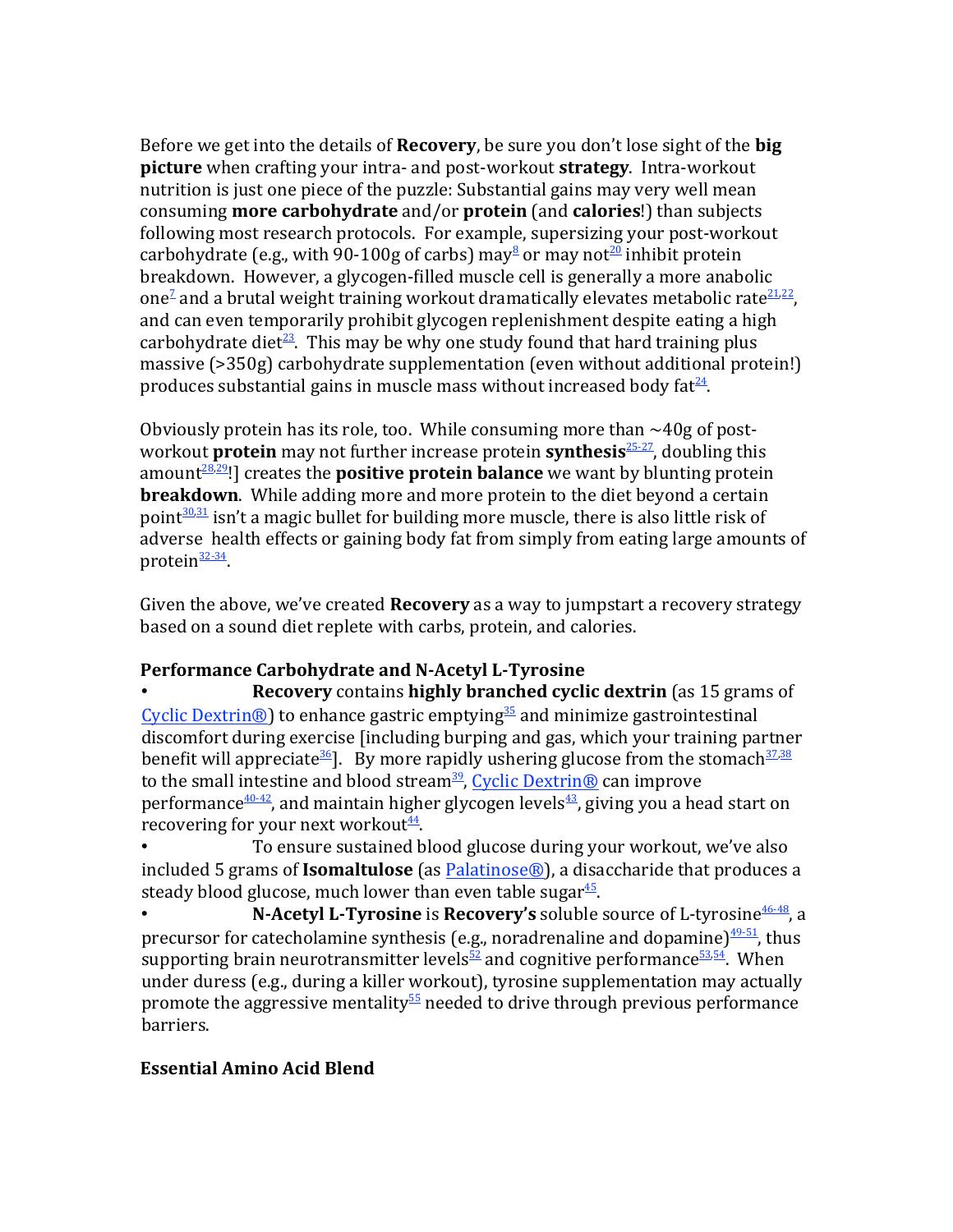Before we get into the details of **Recovery**, be sure you don't lose sight of the **big picture** when crafting your intra- and post-workout **strategy**. Intra-workout nutrition is just one piece of the puzzle: Substantial gains may very well mean consuming **more carbohydrate** and/or **protein** (and **calories**!) than subjects following most research protocols. For example, supersizing your post-workout carbohydrate (e.g., with 90-100g of carbs) may[8] or may not[20] inhibit protein breakdown. However, a glycogen-filled muscle cell is generally a more anabolic one[7] and a brutal weight training workout dramatically elevates metabolic rate[21,22], and can even temporarily prohibit glycogen replenishment despite eating a high carbohydrate diet[23]. This may be why one study found that hard training plus massive (>350g) carbohydrate supplementation (even without additional protein!) produces substantial gains in muscle mass without increased body fat[24].

Obviously protein has its role, too. While consuming more than ~40g of post-workout **protein** may not further increase protein **synthesis**[25-27], doubling this amount[28,29]!] creates the **positive protein balance** we want by blunting protein **breakdown**. While adding more and more protein to the diet beyond a certain point[30,31] isn't a magic bullet for building more muscle, there is also little risk of adverse health effects or gaining body fat from simply from eating large amounts of protein[32-34].

Given the above, we've created **Recovery** as a way to jumpstart a recovery strategy based on a sound diet replete with carbs, protein, and calories.

**Performance Carbohydrate and N-Acetyl L-Tyrosine**

- **Recovery** contains **highly branched cyclic dextrin** (as 15 grams of Cyclic Dextrin®) to enhance gastric emptying[35] and minimize gastrointestinal discomfort during exercise [including burping and gas, which your training partner benefit will appreciate[36]]. By more rapidly ushering glucose from the stomach[37,38] to the small intestine and blood stream[39], Cyclic Dextrin® can improve performance[40-42], and maintain higher glycogen levels[43], giving you a head start on recovering for your next workout[44].
- To ensure sustained blood glucose during your workout, we've also included 5 grams of **Isomaltulose** (as Palatinose®), a disaccharide that produces a steady blood glucose, much lower than even table sugar[45].
- **N-Acetyl L-Tyrosine** is **Recovery's** soluble source of L-tyrosine[46-48], a precursor for catecholamine synthesis (e.g., noradrenaline and dopamine)[49-51], thus supporting brain neurotransmitter levels[52] and cognitive performance[53,54]. When under duress (e.g., during a killer workout), tyrosine supplementation may actually promote the aggressive mentality[55] needed to drive through previous performance barriers.

**Essential Amino Acid Blend**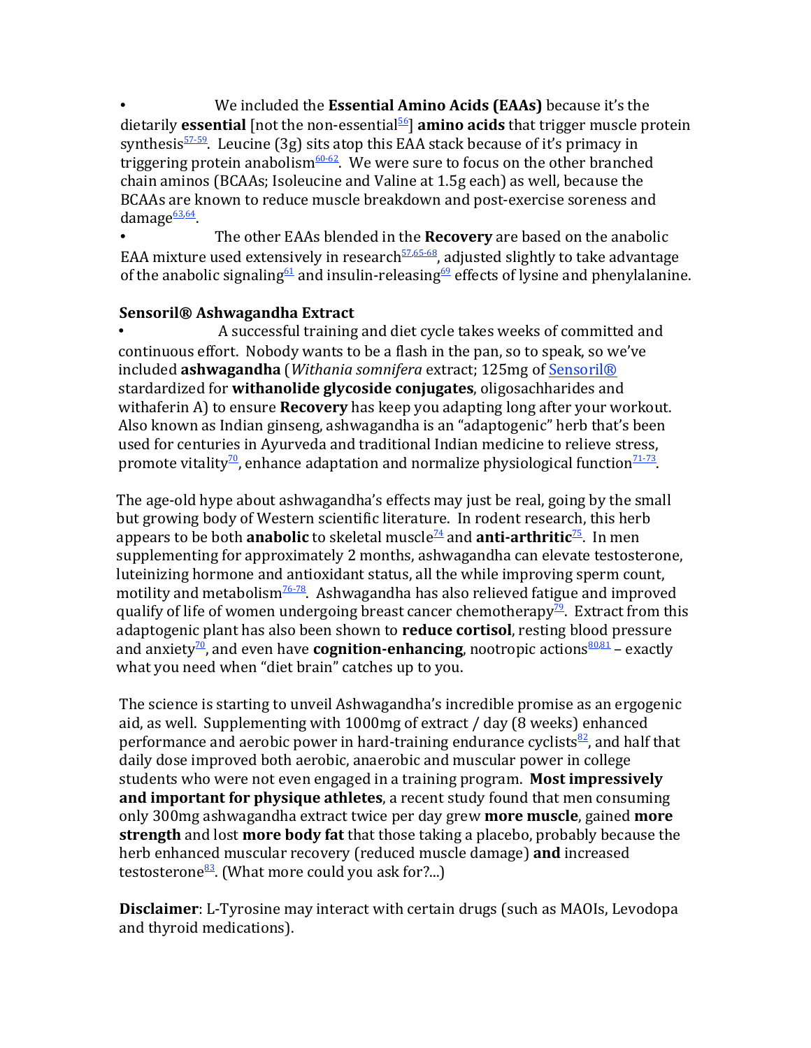- We included the **Essential Amino Acids (EAAs)** because it's the dietarily **essential** [not the non-essential[56]] **amino acids** that trigger muscle protein synthesis[57-59]. Leucine (3g) sits atop this EAA stack because of it's primacy in triggering protein anabolism[60-62]. We were sure to focus on the other branched chain aminos (BCAAs; Isoleucine and Valine at 1.5g each) as well, because the BCAAs are known to reduce muscle breakdown and post-exercise soreness and damage[63,64].
- The other EAAs blended in the **Recovery** are based on the anabolic EAA mixture used extensively in research[57,65-68], adjusted slightly to take advantage of the anabolic signaling[61] and insulin-releasing[69] effects of lysine and phenylalanine.

**Sensoril® Ashwagandha Extract**

- A successful training and diet cycle takes weeks of committed and continuous effort. Nobody wants to be a flash in the pan, so to speak, so we've included **ashwagandha** (*Withania somnifera* extract; 125mg of Sensoril® stardardized for **withanolide glycoside conjugates**, oligosachharides and withaferin A) to ensure **Recovery** has keep you adapting long after your workout. Also known as Indian ginseng, ashwagandha is an "adaptogenic" herb that's been used for centuries in Ayurveda and traditional Indian medicine to relieve stress, promote vitality[70], enhance adaptation and normalize physiological function[71-73].

The age-old hype about ashwagandha's effects may just be real, going by the small but growing body of Western scientific literature. In rodent research, this herb appears to be both **anabolic** to skeletal muscle[74] and **anti-arthritic**[75]. In men supplementing for approximately 2 months, ashwagandha can elevate testosterone, luteinizing hormone and antioxidant status, all the while improving sperm count, motility and metabolism[76-78]. Ashwagandha has also relieved fatigue and improved qualify of life of women undergoing breast cancer chemotherapy[79]. Extract from this adaptogenic plant has also been shown to **reduce cortisol**, resting blood pressure and anxiety[70], and even have **cognition-enhancing**, nootropic actions[80,81] – exactly what you need when "diet brain" catches up to you.

The science is starting to unveil Ashwagandha's incredible promise as an ergogenic aid, as well. Supplementing with 1000mg of extract / day (8 weeks) enhanced performance and aerobic power in hard-training endurance cyclists[82], and half that daily dose improved both aerobic, anaerobic and muscular power in college students who were not even engaged in a training program. **Most impressively and important for physique athletes**, a recent study found that men consuming only 300mg ashwagandha extract twice per day grew **more muscle**, gained **more strength** and lost **more body fat** that those taking a placebo, probably because the herb enhanced muscular recovery (reduced muscle damage) **and** increased testosterone[83]. (What more could you ask for?...)

**Disclaimer**: L-Tyrosine may interact with certain drugs (such as MAOIs, Levodopa and thyroid medications).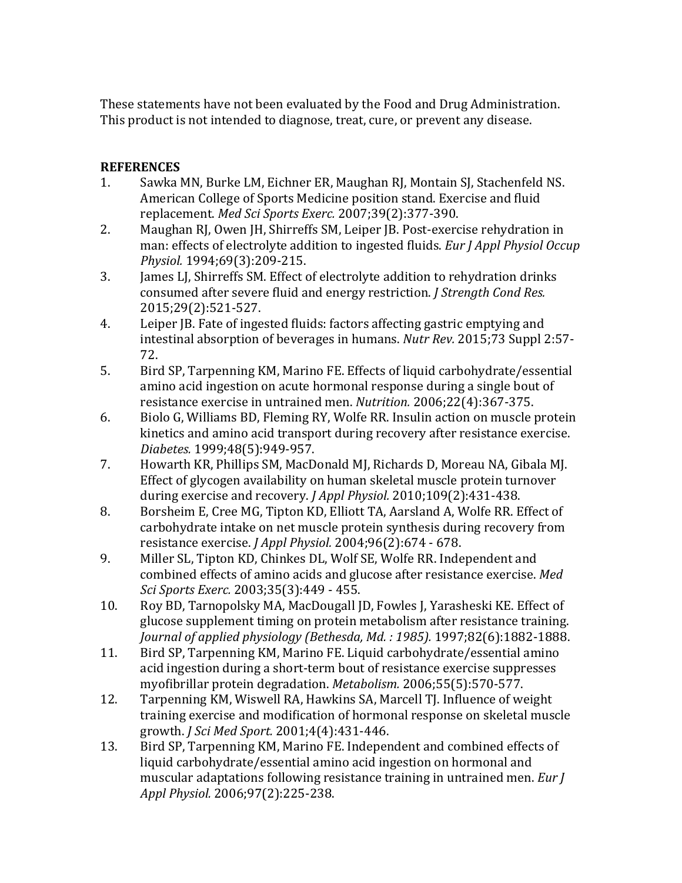These statements have not been evaluated by the Food and Drug Administration. This product is not intended to diagnose, treat, cure, or prevent any disease.

**REFERENCES**

1. Sawka MN, Burke LM, Eichner ER, Maughan RJ, Montain SJ, Stachenfeld NS. American College of Sports Medicine position stand. Exercise and fluid replacement. *Med Sci Sports Exerc.* 2007;39(2):377-390.
2. Maughan RJ, Owen JH, Shirreffs SM, Leiper JB. Post-exercise rehydration in man: effects of electrolyte addition to ingested fluids. *Eur J Appl Physiol Occup Physiol.* 1994;69(3):209-215.
3. James LJ, Shirreffs SM. Effect of electrolyte addition to rehydration drinks consumed after severe fluid and energy restriction. *J Strength Cond Res.* 2015;29(2):521-527.
4. Leiper JB. Fate of ingested fluids: factors affecting gastric emptying and intestinal absorption of beverages in humans. *Nutr Rev.* 2015;73 Suppl 2:57-72.
5. Bird SP, Tarpenning KM, Marino FE. Effects of liquid carbohydrate/essential amino acid ingestion on acute hormonal response during a single bout of resistance exercise in untrained men. *Nutrition.* 2006;22(4):367-375.
6. Biolo G, Williams BD, Fleming RY, Wolfe RR. Insulin action on muscle protein kinetics and amino acid transport during recovery after resistance exercise. *Diabetes.* 1999;48(5):949-957.
7. Howarth KR, Phillips SM, MacDonald MJ, Richards D, Moreau NA, Gibala MJ. Effect of glycogen availability on human skeletal muscle protein turnover during exercise and recovery. *J Appl Physiol.* 2010;109(2):431-438.
8. Borsheim E, Cree MG, Tipton KD, Elliott TA, Aarsland A, Wolfe RR. Effect of carbohydrate intake on net muscle protein synthesis during recovery from resistance exercise. *J Appl Physiol.* 2004;96(2):674 - 678.
9. Miller SL, Tipton KD, Chinkes DL, Wolf SE, Wolfe RR. Independent and combined effects of amino acids and glucose after resistance exercise. *Med Sci Sports Exerc.* 2003;35(3):449 - 455.
10. Roy BD, Tarnopolsky MA, MacDougall JD, Fowles J, Yarasheski KE. Effect of glucose supplement timing on protein metabolism after resistance training. *Journal of applied physiology (Bethesda, Md. : 1985).* 1997;82(6):1882-1888.
11. Bird SP, Tarpenning KM, Marino FE. Liquid carbohydrate/essential amino acid ingestion during a short-term bout of resistance exercise suppresses myofibrillar protein degradation. *Metabolism.* 2006;55(5):570-577.
12. Tarpenning KM, Wiswell RA, Hawkins SA, Marcell TJ. Influence of weight training exercise and modification of hormonal response on skeletal muscle growth. *J Sci Med Sport.* 2001;4(4):431-446.
13. Bird SP, Tarpenning KM, Marino FE. Independent and combined effects of liquid carbohydrate/essential amino acid ingestion on hormonal and muscular adaptations following resistance training in untrained men. *Eur J Appl Physiol.* 2006;97(2):225-238.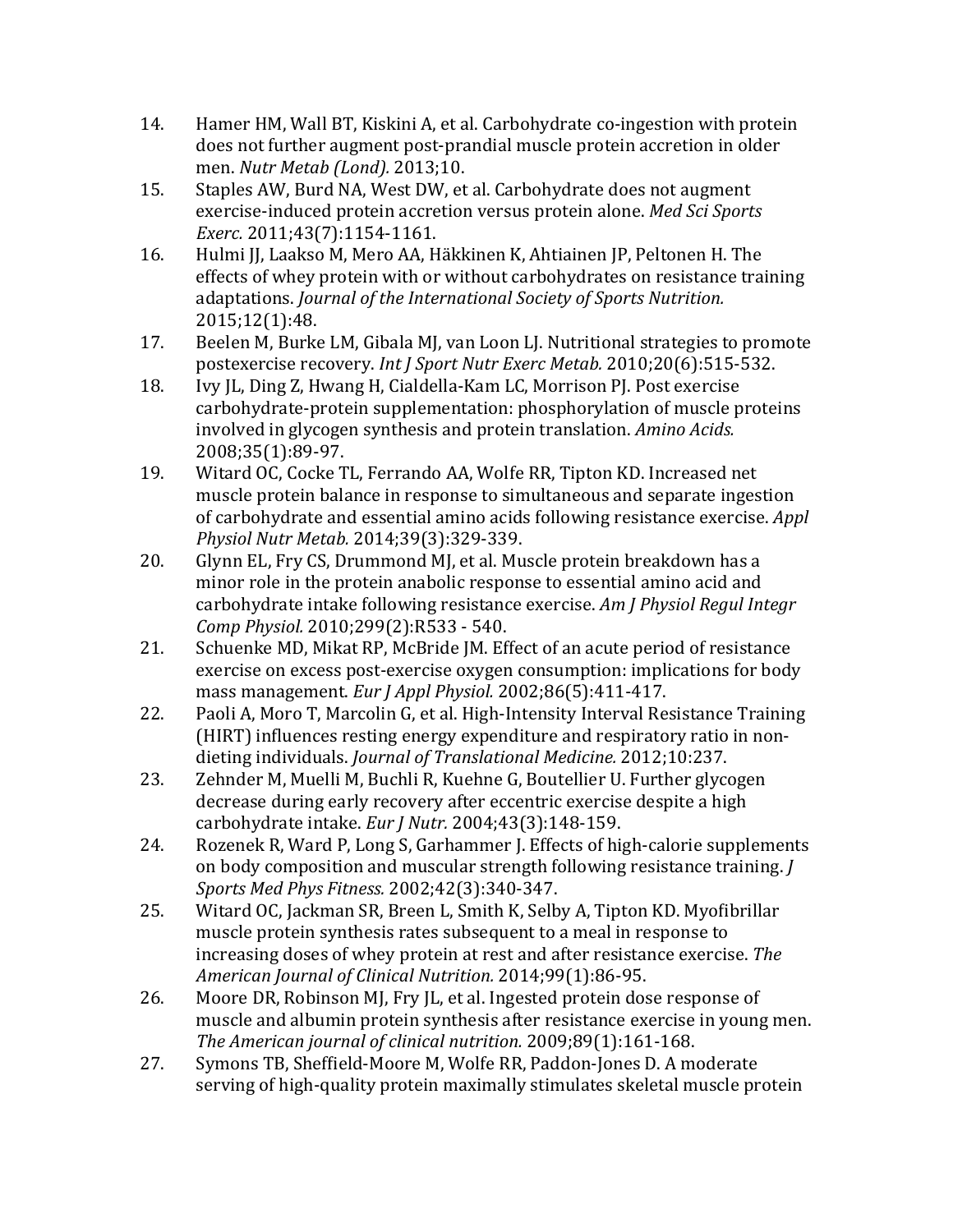14. Hamer HM, Wall BT, Kiskini A, et al. Carbohydrate co-ingestion with protein does not further augment post-prandial muscle protein accretion in older men. *Nutr Metab (Lond).* 2013;10.
15. Staples AW, Burd NA, West DW, et al. Carbohydrate does not augment exercise-induced protein accretion versus protein alone. *Med Sci Sports Exerc.* 2011;43(7):1154-1161.
16. Hulmi JJ, Laakso M, Mero AA, Häkkinen K, Ahtiainen JP, Peltonen H. The effects of whey protein with or without carbohydrates on resistance training adaptations. *Journal of the International Society of Sports Nutrition.* 2015;12(1):48.
17. Beelen M, Burke LM, Gibala MJ, van Loon LJ. Nutritional strategies to promote postexercise recovery. *Int J Sport Nutr Exerc Metab.* 2010;20(6):515-532.
18. Ivy JL, Ding Z, Hwang H, Cialdella-Kam LC, Morrison PJ. Post exercise carbohydrate-protein supplementation: phosphorylation of muscle proteins involved in glycogen synthesis and protein translation. *Amino Acids.* 2008;35(1):89-97.
19. Witard OC, Cocke TL, Ferrando AA, Wolfe RR, Tipton KD. Increased net muscle protein balance in response to simultaneous and separate ingestion of carbohydrate and essential amino acids following resistance exercise. *Appl Physiol Nutr Metab.* 2014;39(3):329-339.
20. Glynn EL, Fry CS, Drummond MJ, et al. Muscle protein breakdown has a minor role in the protein anabolic response to essential amino acid and carbohydrate intake following resistance exercise. *Am J Physiol Regul Integr Comp Physiol.* 2010;299(2):R533 - 540.
21. Schuenke MD, Mikat RP, McBride JM. Effect of an acute period of resistance exercise on excess post-exercise oxygen consumption: implications for body mass management. *Eur J Appl Physiol.* 2002;86(5):411-417.
22. Paoli A, Moro T, Marcolin G, et al. High-Intensity Interval Resistance Training (HIRT) influences resting energy expenditure and respiratory ratio in non-dieting individuals. *Journal of Translational Medicine.* 2012;10:237.
23. Zehnder M, Muelli M, Buchli R, Kuehne G, Boutellier U. Further glycogen decrease during early recovery after eccentric exercise despite a high carbohydrate intake. *Eur J Nutr.* 2004;43(3):148-159.
24. Rozenek R, Ward P, Long S, Garhammer J. Effects of high-calorie supplements on body composition and muscular strength following resistance training. *J Sports Med Phys Fitness.* 2002;42(3):340-347.
25. Witard OC, Jackman SR, Breen L, Smith K, Selby A, Tipton KD. Myofibrillar muscle protein synthesis rates subsequent to a meal in response to increasing doses of whey protein at rest and after resistance exercise. *The American Journal of Clinical Nutrition.* 2014;99(1):86-95.
26. Moore DR, Robinson MJ, Fry JL, et al. Ingested protein dose response of muscle and albumin protein synthesis after resistance exercise in young men. *The American journal of clinical nutrition.* 2009;89(1):161-168.
27. Symons TB, Sheffield-Moore M, Wolfe RR, Paddon-Jones D. A moderate serving of high-quality protein maximally stimulates skeletal muscle protein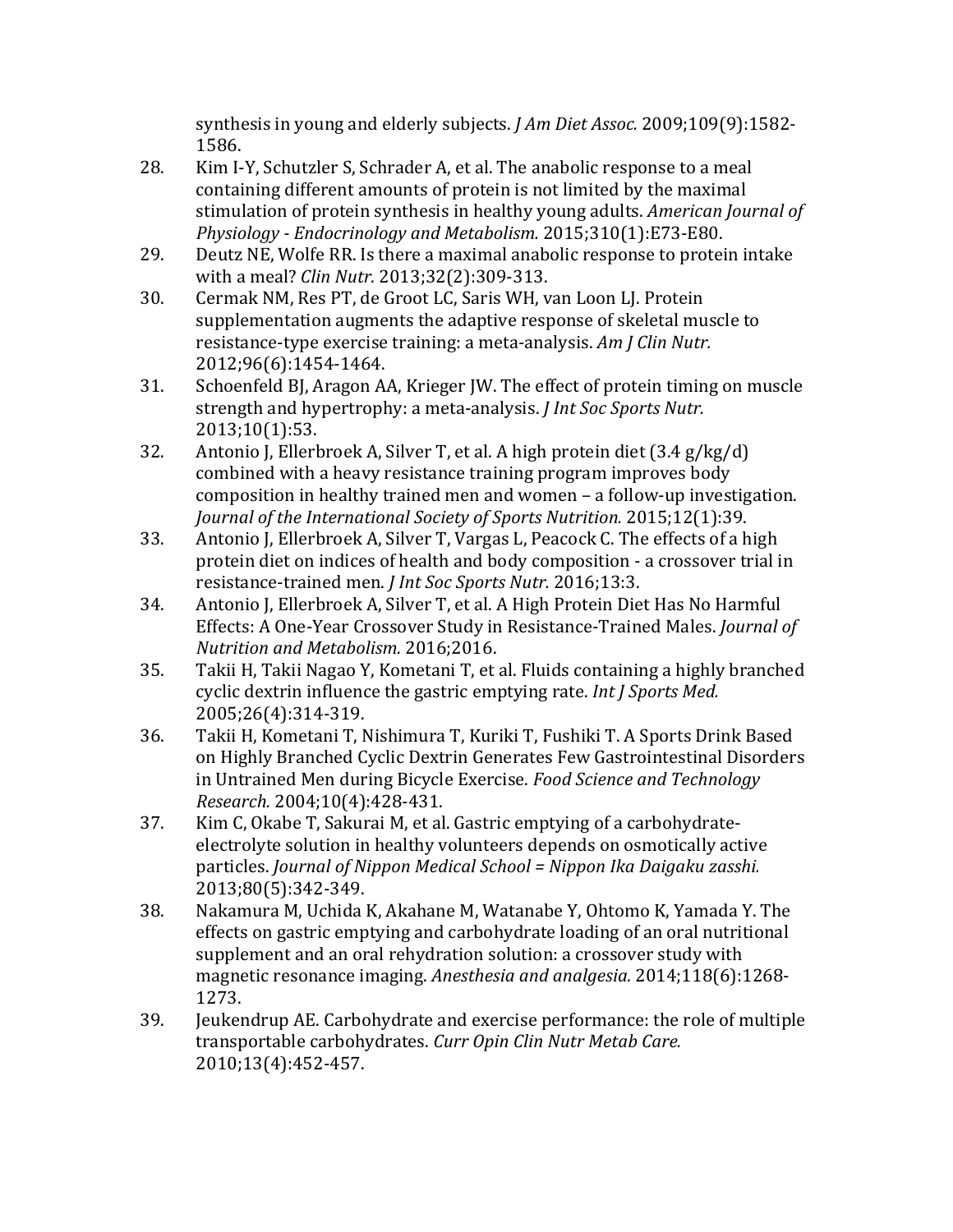synthesis in young and elderly subjects. *J Am Diet Assoc.* 2009;109(9):1582-1586.

28. Kim I-Y, Schutzler S, Schrader A, et al. The anabolic response to a meal containing different amounts of protein is not limited by the maximal stimulation of protein synthesis in healthy young adults. *American Journal of Physiology - Endocrinology and Metabolism.* 2015;310(1):E73-E80.
29. Deutz NE, Wolfe RR. Is there a maximal anabolic response to protein intake with a meal? *Clin Nutr.* 2013;32(2):309-313.
30. Cermak NM, Res PT, de Groot LC, Saris WH, van Loon LJ. Protein supplementation augments the adaptive response of skeletal muscle to resistance-type exercise training: a meta-analysis. *Am J Clin Nutr.* 2012;96(6):1454-1464.
31. Schoenfeld BJ, Aragon AA, Krieger JW. The effect of protein timing on muscle strength and hypertrophy: a meta-analysis. *J Int Soc Sports Nutr.* 2013;10(1):53.
32. Antonio J, Ellerbroek A, Silver T, et al. A high protein diet (3.4 g/kg/d) combined with a heavy resistance training program improves body composition in healthy trained men and women – a follow-up investigation. *Journal of the International Society of Sports Nutrition.* 2015;12(1):39.
33. Antonio J, Ellerbroek A, Silver T, Vargas L, Peacock C. The effects of a high protein diet on indices of health and body composition - a crossover trial in resistance-trained men. *J Int Soc Sports Nutr.* 2016;13:3.
34. Antonio J, Ellerbroek A, Silver T, et al. A High Protein Diet Has No Harmful Effects: A One-Year Crossover Study in Resistance-Trained Males. *Journal of Nutrition and Metabolism.* 2016;2016.
35. Takii H, Takii Nagao Y, Kometani T, et al. Fluids containing a highly branched cyclic dextrin influence the gastric emptying rate. *Int J Sports Med.* 2005;26(4):314-319.
36. Takii H, Kometani T, Nishimura T, Kuriki T, Fushiki T. A Sports Drink Based on Highly Branched Cyclic Dextrin Generates Few Gastrointestinal Disorders in Untrained Men during Bicycle Exercise. *Food Science and Technology Research.* 2004;10(4):428-431.
37. Kim C, Okabe T, Sakurai M, et al. Gastric emptying of a carbohydrate-electrolyte solution in healthy volunteers depends on osmotically active particles. *Journal of Nippon Medical School = Nippon Ika Daigaku zasshi.* 2013;80(5):342-349.
38. Nakamura M, Uchida K, Akahane M, Watanabe Y, Ohtomo K, Yamada Y. The effects on gastric emptying and carbohydrate loading of an oral nutritional supplement and an oral rehydration solution: a crossover study with magnetic resonance imaging. *Anesthesia and analgesia.* 2014;118(6):1268-1273.
39. Jeukendrup AE. Carbohydrate and exercise performance: the role of multiple transportable carbohydrates. *Curr Opin Clin Nutr Metab Care.* 2010;13(4):452-457.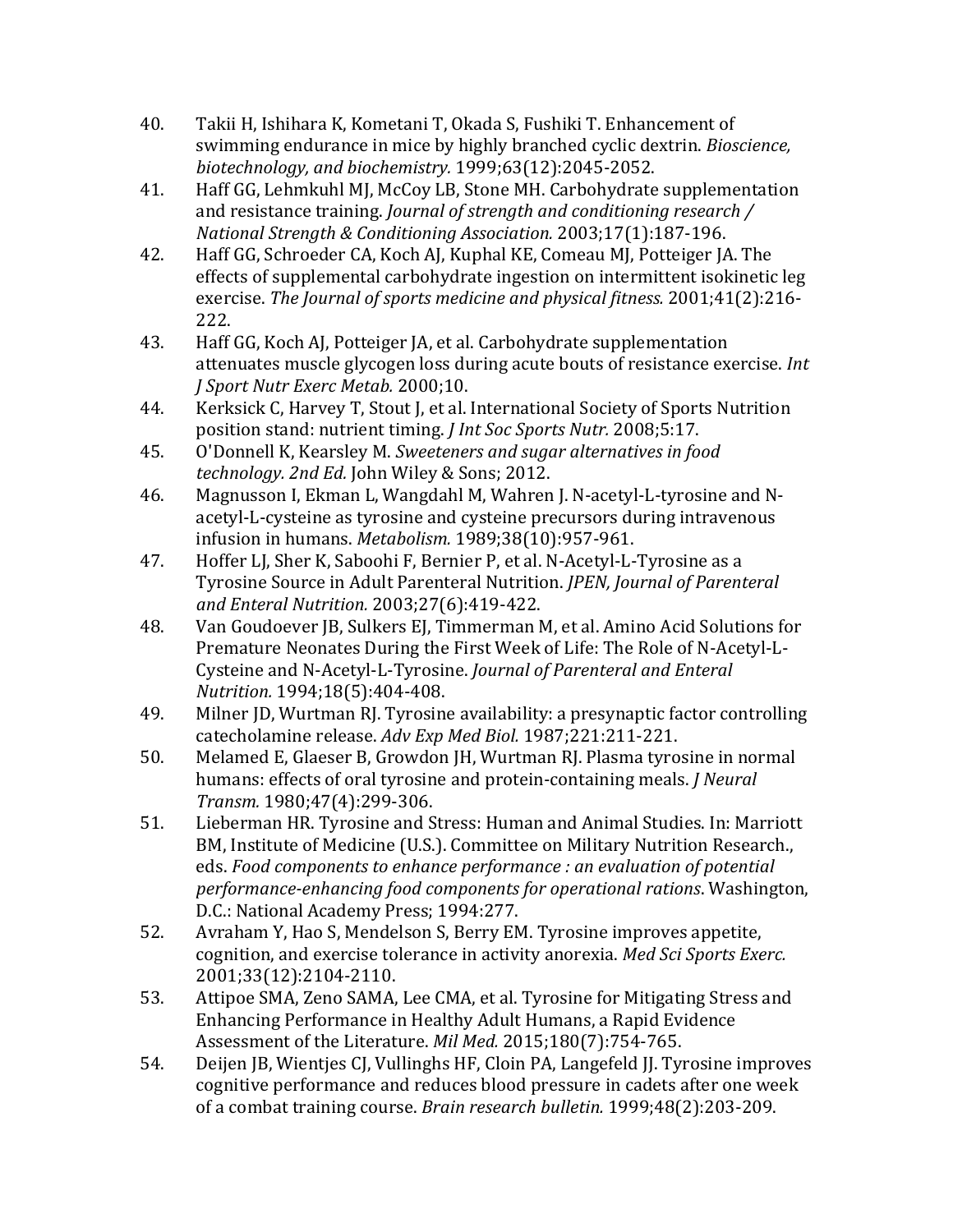40. Takii H, Ishihara K, Kometani T, Okada S, Fushiki T. Enhancement of swimming endurance in mice by highly branched cyclic dextrin. *Bioscience, biotechnology, and biochemistry.* 1999;63(12):2045-2052.
41. Haff GG, Lehmkuhl MJ, McCoy LB, Stone MH. Carbohydrate supplementation and resistance training. *Journal of strength and conditioning research / National Strength & Conditioning Association.* 2003;17(1):187-196.
42. Haff GG, Schroeder CA, Koch AJ, Kuphal KE, Comeau MJ, Potteiger JA. The effects of supplemental carbohydrate ingestion on intermittent isokinetic leg exercise. *The Journal of sports medicine and physical fitness.* 2001;41(2):216-222.
43. Haff GG, Koch AJ, Potteiger JA, et al. Carbohydrate supplementation attenuates muscle glycogen loss during acute bouts of resistance exercise. *Int J Sport Nutr Exerc Metab.* 2000;10.
44. Kerksick C, Harvey T, Stout J, et al. International Society of Sports Nutrition position stand: nutrient timing. *J Int Soc Sports Nutr.* 2008;5:17.
45. O'Donnell K, Kearsley M. *Sweeteners and sugar alternatives in food technology. 2nd Ed.* John Wiley & Sons; 2012.
46. Magnusson I, Ekman L, Wangdahl M, Wahren J. N-acetyl-L-tyrosine and N-acetyl-L-cysteine as tyrosine and cysteine precursors during intravenous infusion in humans. *Metabolism.* 1989;38(10):957-961.
47. Hoffer LJ, Sher K, Saboohi F, Bernier P, et al. N-Acetyl-L-Tyrosine as a Tyrosine Source in Adult Parenteral Nutrition. *JPEN, Journal of Parenteral and Enteral Nutrition.* 2003;27(6):419-422.
48. Van Goudoever JB, Sulkers EJ, Timmerman M, et al. Amino Acid Solutions for Premature Neonates During the First Week of Life: The Role of N-Acetyl-L-Cysteine and N-Acetyl-L-Tyrosine. *Journal of Parenteral and Enteral Nutrition.* 1994;18(5):404-408.
49. Milner JD, Wurtman RJ. Tyrosine availability: a presynaptic factor controlling catecholamine release. *Adv Exp Med Biol.* 1987;221:211-221.
50. Melamed E, Glaeser B, Growdon JH, Wurtman RJ. Plasma tyrosine in normal humans: effects of oral tyrosine and protein-containing meals. *J Neural Transm.* 1980;47(4):299-306.
51. Lieberman HR. Tyrosine and Stress: Human and Animal Studies. In: Marriott BM, Institute of Medicine (U.S.). Committee on Military Nutrition Research., eds. *Food components to enhance performance : an evaluation of potential performance-enhancing food components for operational rations*. Washington, D.C.: National Academy Press; 1994:277.
52. Avraham Y, Hao S, Mendelson S, Berry EM. Tyrosine improves appetite, cognition, and exercise tolerance in activity anorexia. *Med Sci Sports Exerc.* 2001;33(12):2104-2110.
53. Attipoe SMA, Zeno SAMA, Lee CMA, et al. Tyrosine for Mitigating Stress and Enhancing Performance in Healthy Adult Humans, a Rapid Evidence Assessment of the Literature. *Mil Med.* 2015;180(7):754-765.
54. Deijen JB, Wientjes CJ, Vullinghs HF, Cloin PA, Langefeld JJ. Tyrosine improves cognitive performance and reduces blood pressure in cadets after one week of a combat training course. *Brain research bulletin.* 1999;48(2):203-209.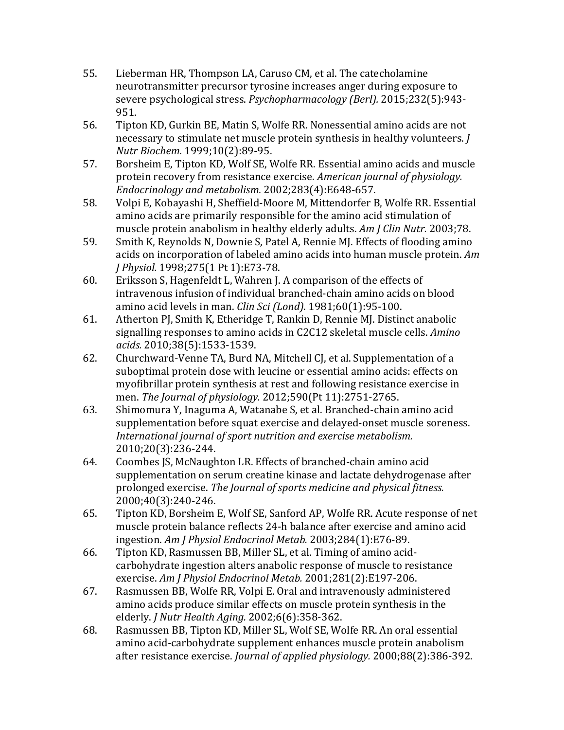55. Lieberman HR, Thompson LA, Caruso CM, et al. The catecholamine neurotransmitter precursor tyrosine increases anger during exposure to severe psychological stress. *Psychopharmacology (Berl).* 2015;232(5):943-951.
56. Tipton KD, Gurkin BE, Matin S, Wolfe RR. Nonessential amino acids are not necessary to stimulate net muscle protein synthesis in healthy volunteers. *J Nutr Biochem.* 1999;10(2):89-95.
57. Borsheim E, Tipton KD, Wolf SE, Wolfe RR. Essential amino acids and muscle protein recovery from resistance exercise. *American journal of physiology. Endocrinology and metabolism.* 2002;283(4):E648-657.
58. Volpi E, Kobayashi H, Sheffield-Moore M, Mittendorfer B, Wolfe RR. Essential amino acids are primarily responsible for the amino acid stimulation of muscle protein anabolism in healthy elderly adults. *Am J Clin Nutr.* 2003;78.
59. Smith K, Reynolds N, Downie S, Patel A, Rennie MJ. Effects of flooding amino acids on incorporation of labeled amino acids into human muscle protein. *Am J Physiol.* 1998;275(1 Pt 1):E73-78.
60. Eriksson S, Hagenfeldt L, Wahren J. A comparison of the effects of intravenous infusion of individual branched-chain amino acids on blood amino acid levels in man. *Clin Sci (Lond).* 1981;60(1):95-100.
61. Atherton PJ, Smith K, Etheridge T, Rankin D, Rennie MJ. Distinct anabolic signalling responses to amino acids in C2C12 skeletal muscle cells. *Amino acids.* 2010;38(5):1533-1539.
62. Churchward-Venne TA, Burd NA, Mitchell CJ, et al. Supplementation of a suboptimal protein dose with leucine or essential amino acids: effects on myofibrillar protein synthesis at rest and following resistance exercise in men. *The Journal of physiology.* 2012;590(Pt 11):2751-2765.
63. Shimomura Y, Inaguma A, Watanabe S, et al. Branched-chain amino acid supplementation before squat exercise and delayed-onset muscle soreness. *International journal of sport nutrition and exercise metabolism.* 2010;20(3):236-244.
64. Coombes JS, McNaughton LR. Effects of branched-chain amino acid supplementation on serum creatine kinase and lactate dehydrogenase after prolonged exercise. *The Journal of sports medicine and physical fitness.* 2000;40(3):240-246.
65. Tipton KD, Borsheim E, Wolf SE, Sanford AP, Wolfe RR. Acute response of net muscle protein balance reflects 24-h balance after exercise and amino acid ingestion. *Am J Physiol Endocrinol Metab.* 2003;284(1):E76-89.
66. Tipton KD, Rasmussen BB, Miller SL, et al. Timing of amino acid-carbohydrate ingestion alters anabolic response of muscle to resistance exercise. *Am J Physiol Endocrinol Metab.* 2001;281(2):E197-206.
67. Rasmussen BB, Wolfe RR, Volpi E. Oral and intravenously administered amino acids produce similar effects on muscle protein synthesis in the elderly. *J Nutr Health Aging.* 2002;6(6):358-362.
68. Rasmussen BB, Tipton KD, Miller SL, Wolf SE, Wolfe RR. An oral essential amino acid-carbohydrate supplement enhances muscle protein anabolism after resistance exercise. *Journal of applied physiology.* 2000;88(2):386-392.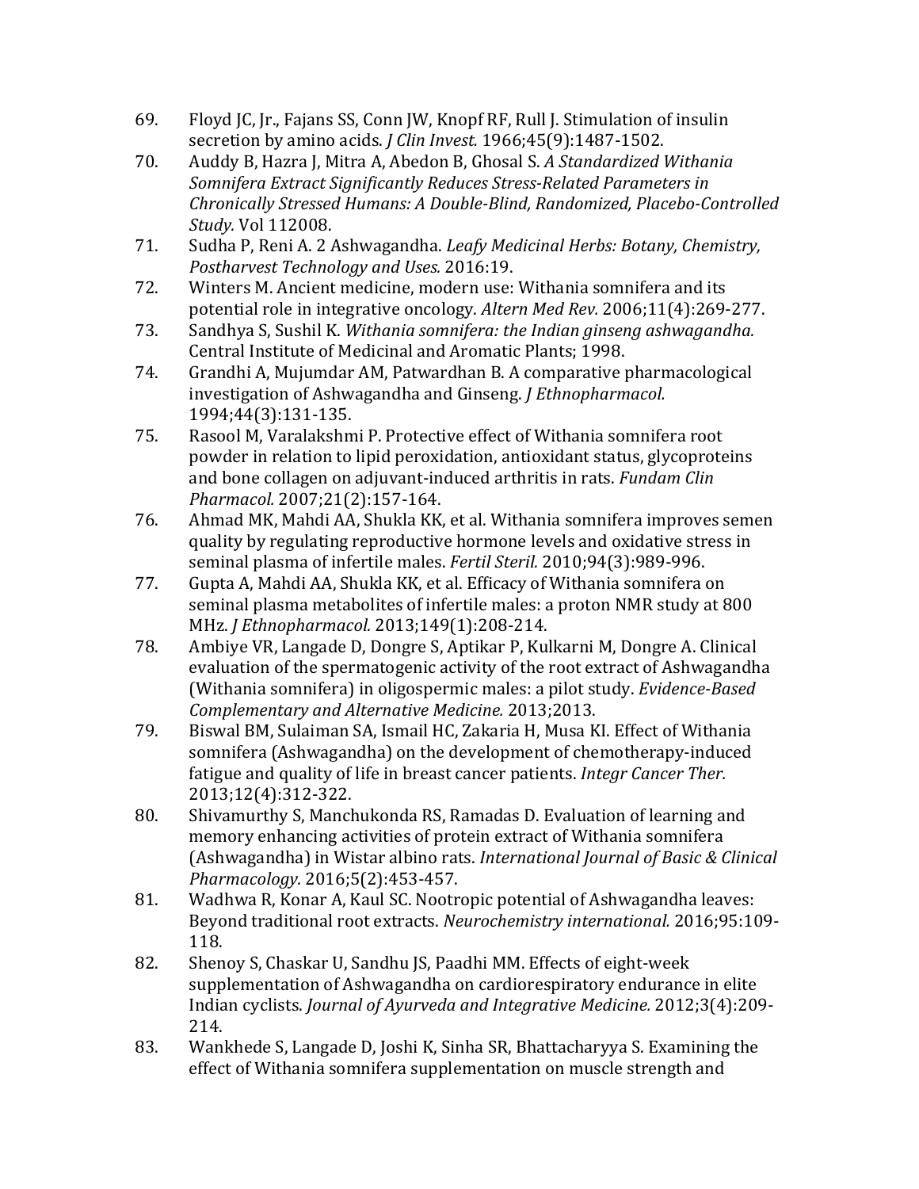69. Floyd JC, Jr., Fajans SS, Conn JW, Knopf RF, Rull J. Stimulation of insulin secretion by amino acids. *J Clin Invest.* 1966;45(9):1487-1502.
70. Auddy B, Hazra J, Mitra A, Abedon B, Ghosal S. *A Standardized Withania Somnifera Extract Significantly Reduces Stress-Related Parameters in Chronically Stressed Humans: A Double-Blind, Randomized, Placebo-Controlled Study.* Vol 112008.
71. Sudha P, Reni A. 2 Ashwagandha. *Leafy Medicinal Herbs: Botany, Chemistry, Postharvest Technology and Uses.* 2016:19.
72. Winters M. Ancient medicine, modern use: Withania somnifera and its potential role in integrative oncology. *Altern Med Rev.* 2006;11(4):269-277.
73. Sandhya S, Sushil K. *Withania somnifera: the Indian ginseng ashwagandha.* Central Institute of Medicinal and Aromatic Plants; 1998.
74. Grandhi A, Mujumdar AM, Patwardhan B. A comparative pharmacological investigation of Ashwagandha and Ginseng. *J Ethnopharmacol.* 1994;44(3):131-135.
75. Rasool M, Varalakshmi P. Protective effect of Withania somnifera root powder in relation to lipid peroxidation, antioxidant status, glycoproteins and bone collagen on adjuvant-induced arthritis in rats. *Fundam Clin Pharmacol.* 2007;21(2):157-164.
76. Ahmad MK, Mahdi AA, Shukla KK, et al. Withania somnifera improves semen quality by regulating reproductive hormone levels and oxidative stress in seminal plasma of infertile males. *Fertil Steril.* 2010;94(3):989-996.
77. Gupta A, Mahdi AA, Shukla KK, et al. Efficacy of Withania somnifera on seminal plasma metabolites of infertile males: a proton NMR study at 800 MHz. *J Ethnopharmacol.* 2013;149(1):208-214.
78. Ambiye VR, Langade D, Dongre S, Aptikar P, Kulkarni M, Dongre A. Clinical evaluation of the spermatogenic activity of the root extract of Ashwagandha (Withania somnifera) in oligospermic males: a pilot study. *Evidence-Based Complementary and Alternative Medicine.* 2013;2013.
79. Biswal BM, Sulaiman SA, Ismail HC, Zakaria H, Musa KI. Effect of Withania somnifera (Ashwagandha) on the development of chemotherapy-induced fatigue and quality of life in breast cancer patients. *Integr Cancer Ther.* 2013;12(4):312-322.
80. Shivamurthy S, Manchukonda RS, Ramadas D. Evaluation of learning and memory enhancing activities of protein extract of Withania somnifera (Ashwagandha) in Wistar albino rats. *International Journal of Basic & Clinical Pharmacology.* 2016;5(2):453-457.
81. Wadhwa R, Konar A, Kaul SC. Nootropic potential of Ashwagandha leaves: Beyond traditional root extracts. *Neurochemistry international.* 2016;95:109-118.
82. Shenoy S, Chaskar U, Sandhu JS, Paadhi MM. Effects of eight-week supplementation of Ashwagandha on cardiorespiratory endurance in elite Indian cyclists. *Journal of Ayurveda and Integrative Medicine.* 2012;3(4):209-214.
83. Wankhede S, Langade D, Joshi K, Sinha SR, Bhattacharyya S. Examining the effect of Withania somnifera supplementation on muscle strength and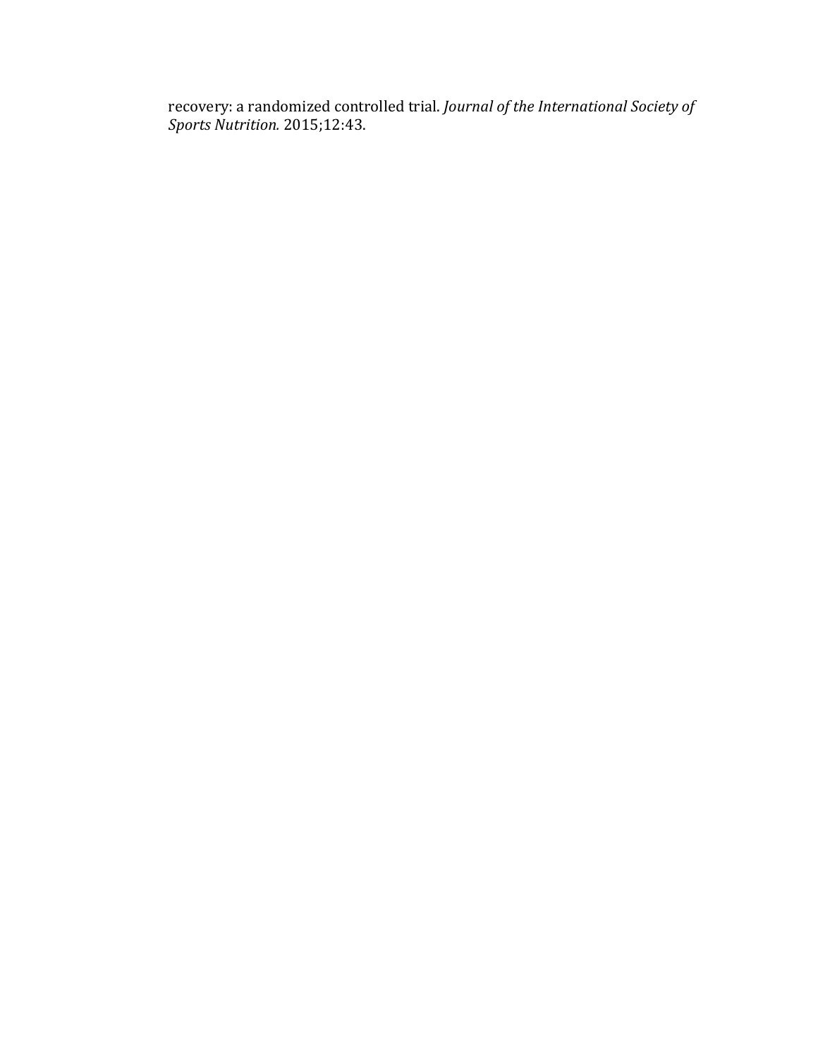recovery: a randomized controlled trial. *Journal of the International Society of Sports Nutrition.* 2015;12:43.